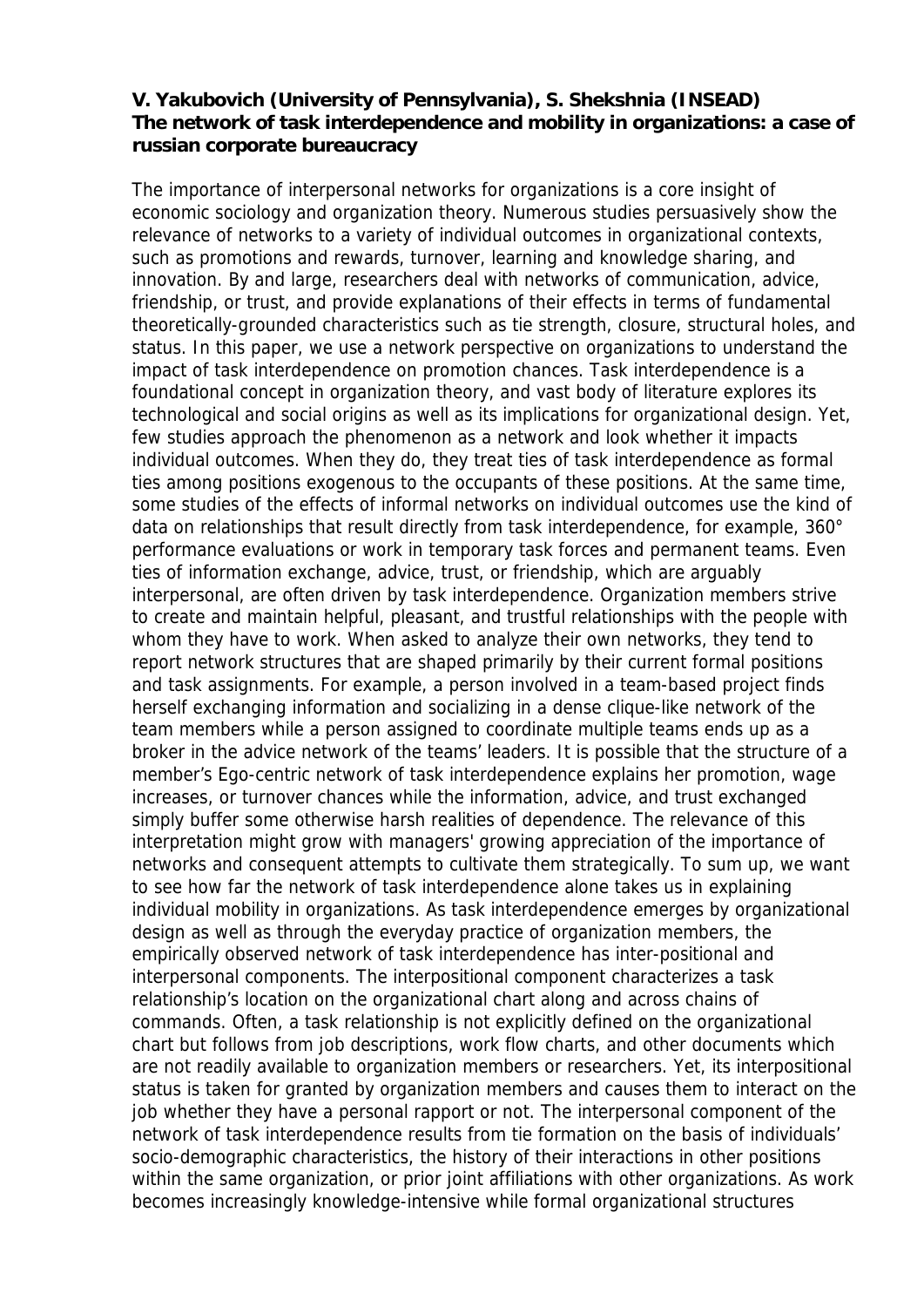**V. Yakubovich (University of Pennsylvania), S. Shekshnia (INSEAD)**
**The network of task interdependence and mobility in organizations: a case of russian corporate bureaucracy**

The importance of interpersonal networks for organizations is a core insight of economic sociology and organization theory. Numerous studies persuasively show the relevance of networks to a variety of individual outcomes in organizational contexts, such as promotions and rewards, turnover, learning and knowledge sharing, and innovation. By and large, researchers deal with networks of communication, advice, friendship, or trust, and provide explanations of their effects in terms of fundamental theoretically-grounded characteristics such as tie strength, closure, structural holes, and status. In this paper, we use a network perspective on organizations to understand the impact of task interdependence on promotion chances. Task interdependence is a foundational concept in organization theory, and vast body of literature explores its technological and social origins as well as its implications for organizational design. Yet, few studies approach the phenomenon as a network and look whether it impacts individual outcomes. When they do, they treat ties of task interdependence as formal ties among positions exogenous to the occupants of these positions. At the same time, some studies of the effects of informal networks on individual outcomes use the kind of data on relationships that result directly from task interdependence, for example, 360° performance evaluations or work in temporary task forces and permanent teams. Even ties of information exchange, advice, trust, or friendship, which are arguably interpersonal, are often driven by task interdependence. Organization members strive to create and maintain helpful, pleasant, and trustful relationships with the people with whom they have to work. When asked to analyze their own networks, they tend to report network structures that are shaped primarily by their current formal positions and task assignments. For example, a person involved in a team-based project finds herself exchanging information and socializing in a dense clique-like network of the team members while a person assigned to coordinate multiple teams ends up as a broker in the advice network of the teams' leaders. It is possible that the structure of a member's Ego-centric network of task interdependence explains her promotion, wage increases, or turnover chances while the information, advice, and trust exchanged simply buffer some otherwise harsh realities of dependence. The relevance of this interpretation might grow with managers' growing appreciation of the importance of networks and consequent attempts to cultivate them strategically. To sum up, we want to see how far the network of task interdependence alone takes us in explaining individual mobility in organizations. As task interdependence emerges by organizational design as well as through the everyday practice of organization members, the empirically observed network of task interdependence has inter-positional and interpersonal components. The interpositional component characterizes a task relationship's location on the organizational chart along and across chains of commands. Often, a task relationship is not explicitly defined on the organizational chart but follows from job descriptions, work flow charts, and other documents which are not readily available to organization members or researchers. Yet, its interpositional status is taken for granted by organization members and causes them to interact on the job whether they have a personal rapport or not. The interpersonal component of the network of task interdependence results from tie formation on the basis of individuals' socio-demographic characteristics, the history of their interactions in other positions within the same organization, or prior joint affiliations with other organizations. As work becomes increasingly knowledge-intensive while formal organizational structures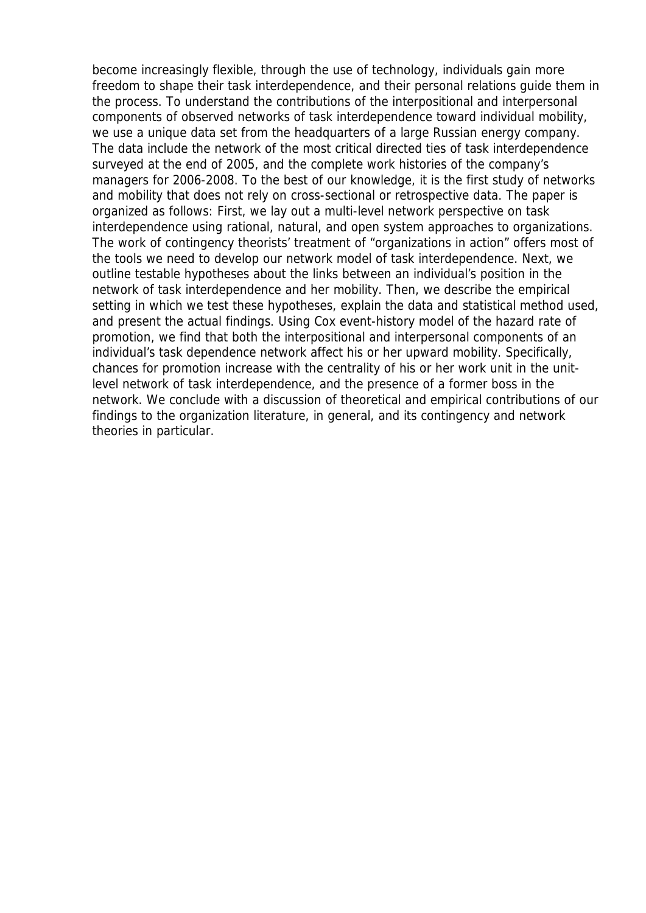become increasingly flexible, through the use of technology, individuals gain more freedom to shape their task interdependence, and their personal relations guide them in the process. To understand the contributions of the interpositional and interpersonal components of observed networks of task interdependence toward individual mobility, we use a unique data set from the headquarters of a large Russian energy company. The data include the network of the most critical directed ties of task interdependence surveyed at the end of 2005, and the complete work histories of the company's managers for 2006-2008. To the best of our knowledge, it is the first study of networks and mobility that does not rely on cross-sectional or retrospective data. The paper is organized as follows: First, we lay out a multi-level network perspective on task interdependence using rational, natural, and open system approaches to organizations. The work of contingency theorists' treatment of "organizations in action" offers most of the tools we need to develop our network model of task interdependence. Next, we outline testable hypotheses about the links between an individual's position in the network of task interdependence and her mobility. Then, we describe the empirical setting in which we test these hypotheses, explain the data and statistical method used, and present the actual findings. Using Cox event-history model of the hazard rate of promotion, we find that both the interpositional and interpersonal components of an individual's task dependence network affect his or her upward mobility. Specifically, chances for promotion increase with the centrality of his or her work unit in the unit-level network of task interdependence, and the presence of a former boss in the network. We conclude with a discussion of theoretical and empirical contributions of our findings to the organization literature, in general, and its contingency and network theories in particular.